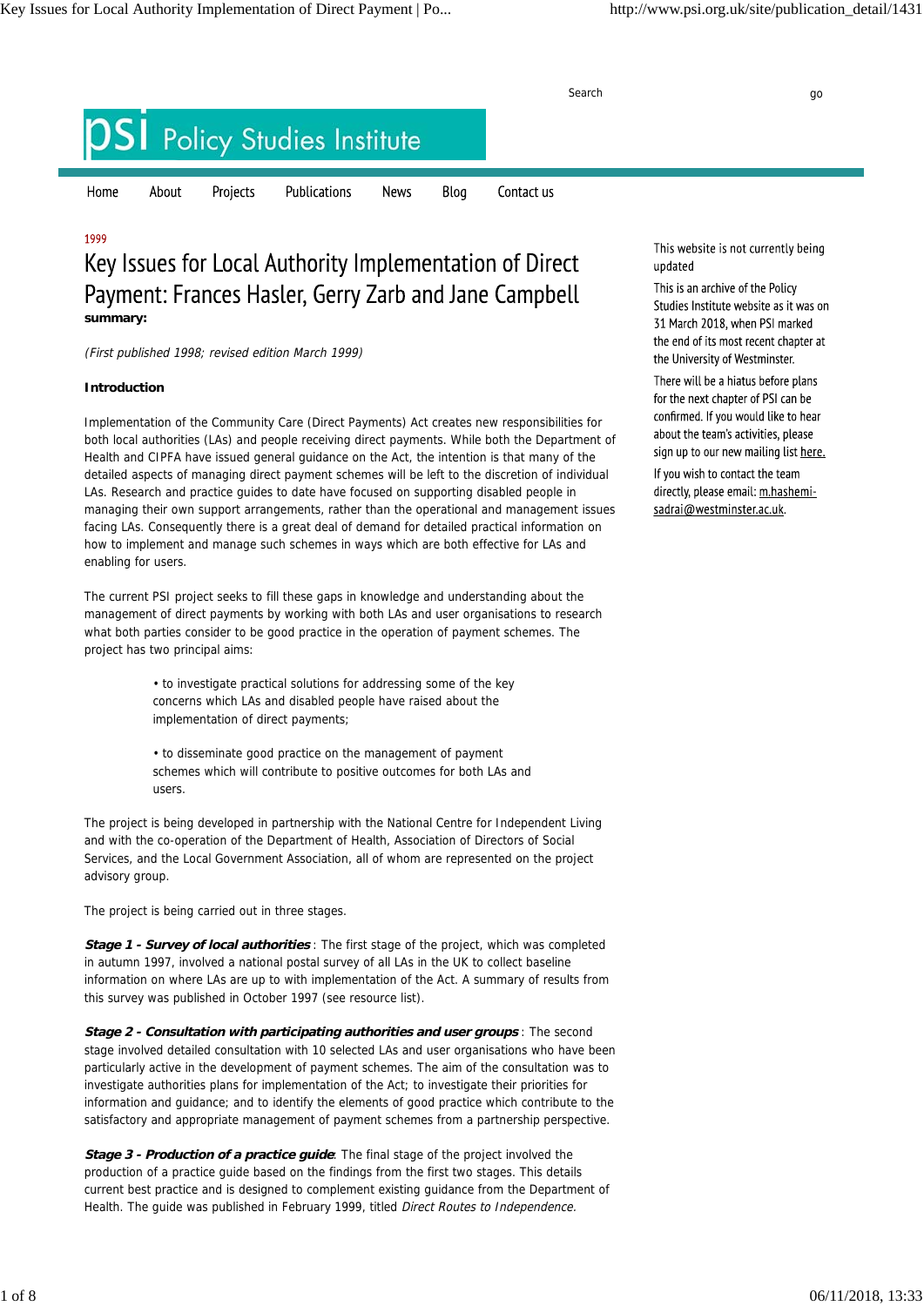Search go

Policy Studies Institute

Home About Projects Publications News Blog Contact us

1999

# Key Issues for Local Authority Implementation of Direct Payment: Frances Hasler, Gerry Zarb and Jane Campbell

**summary:**

*(First published 1998; revised edition March 1999)*

**Introduction**

Implementation of the Community Care (Direct Payments) Act creates new responsibilities for both local authorities (LAs) and people receiving direct payments. While both the Department of Health and CIPFA have issued general guidance on the Act, the intention is that many of the detailed aspects of managing direct payment schemes will be left to the discretion of individual LAs. Research and practice guides to date have focused on supporting disabled people in managing their own support arrangements, rather than the operational and management issues facing LAs. Consequently there is a great deal of demand for detailed practical information on how to implement and manage such schemes in ways which are both effective for LAs and enabling for users.

The current PSI project seeks to fill these gaps in knowledge and understanding about the management of direct payments by working with both LAs and user organisations to research what both parties consider to be good practice in the operation of payment schemes. The project has two principal aims:

- to investigate practical solutions for addressing some of the key concerns which LAs and disabled people have raised about the implementation of direct payments;
- to disseminate good practice on the management of payment schemes which will contribute to positive outcomes for both LAs and users.

The project is being developed in partnership with the National Centre for Independent Living and with the co-operation of the Department of Health, Association of Directors of Social Services, and the Local Government Association, all of whom are represented on the project advisory group.

The project is being carried out in three stages.

***Stage 1 - Survey of local authorities***: The first stage of the project, which was completed in autumn 1997, involved a national postal survey of all LAs in the UK to collect baseline information on where LAs are up to with implementation of the Act. A summary of results from this survey was published in October 1997 (see resource list).

***Stage 2 - Consultation with participating authorities and user groups***: The second stage involved detailed consultation with 10 selected LAs and user organisations who have been particularly active in the development of payment schemes. The aim of the consultation was to investigate authorities plans for implementation of the Act; to investigate their priorities for information and guidance; and to identify the elements of good practice which contribute to the satisfactory and appropriate management of payment schemes from a partnership perspective.

***Stage 3 - Production of a practice guide***: The final stage of the project involved the production of a practice guide based on the findings from the first two stages. This details current best practice and is designed to complement existing guidance from the Department of Health. The guide was published in February 1999, titled *Direct Routes to Independence.*

This website is not currently being updated

This is an archive of the Policy Studies Institute website as it was on 31 March 2018, when PSI marked the end of its most recent chapter at the University of Westminster.

There will be a hiatus before plans for the next chapter of PSI can be confirmed. If you would like to hear about the team's activities, please sign up to our new mailing list here.

If you wish to contact the team directly, please email: m.hashemi-sadrai@westminster.ac.uk.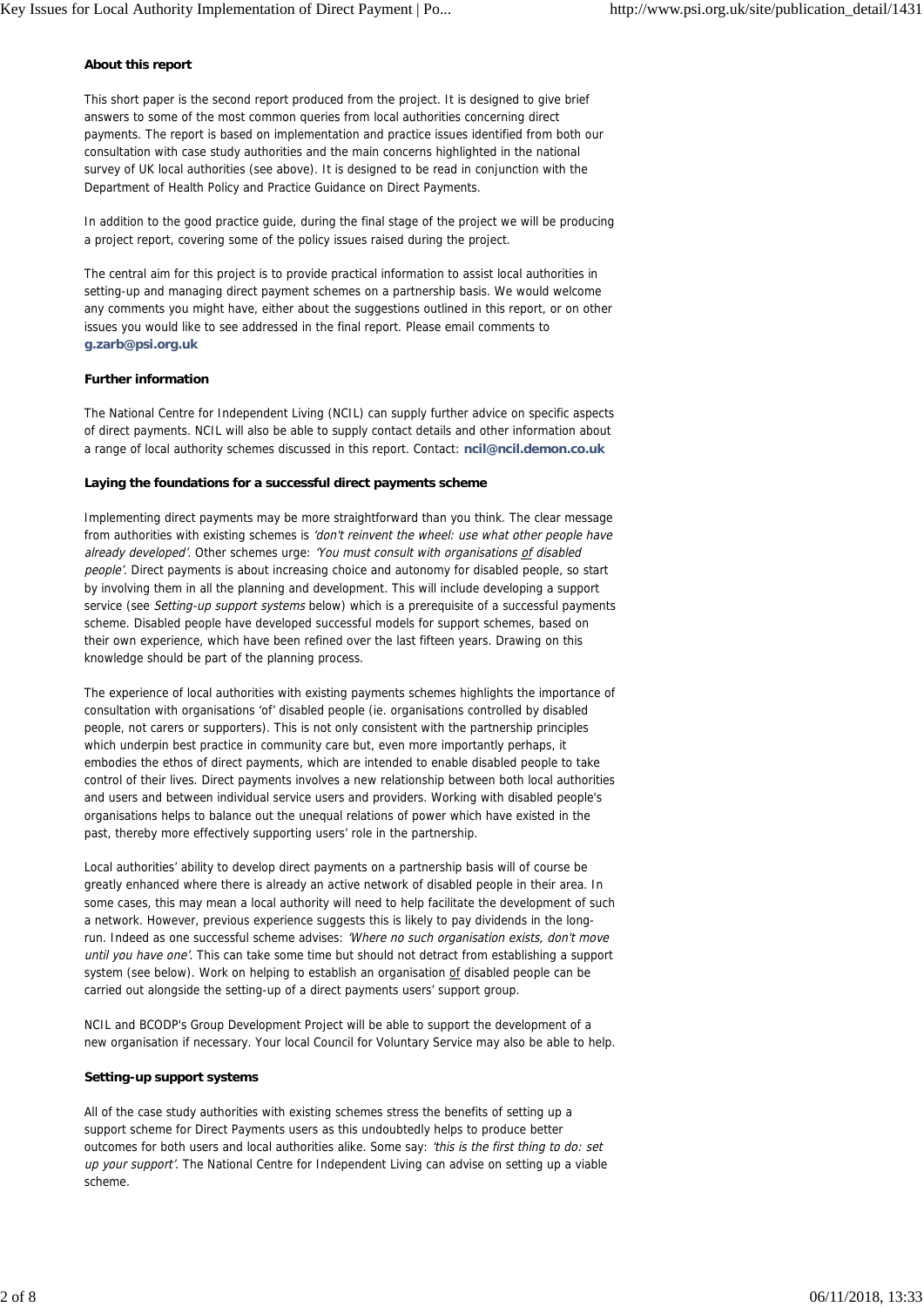**About this report**

This short paper is the second report produced from the project. It is designed to give brief answers to some of the most common queries from local authorities concerning direct payments. The report is based on implementation and practice issues identified from both our consultation with case study authorities and the main concerns highlighted in the national survey of UK local authorities (see above). It is designed to be read in conjunction with the Department of Health Policy and Practice Guidance on Direct Payments.

In addition to the good practice guide, during the final stage of the project we will be producing a project report, covering some of the policy issues raised during the project.

The central aim for this project is to provide practical information to assist local authorities in setting-up and managing direct payment schemes on a partnership basis. We would welcome any comments you might have, either about the suggestions outlined in this report, or on other issues you would like to see addressed in the final report. Please email comments to **g.zarb@psi.org.uk**

**Further information**

The National Centre for Independent Living (NCIL) can supply further advice on specific aspects of direct payments. NCIL will also be able to supply contact details and other information about a range of local authority schemes discussed in this report. Contact: **ncil@ncil.demon.co.uk**

**Laying the foundations for a successful direct payments scheme**

Implementing direct payments may be more straightforward than you think. The clear message from authorities with existing schemes is *'don't reinvent the wheel: use what other people have already developed'*. Other schemes urge: *'You must consult with organisations of disabled people'*. Direct payments is about increasing choice and autonomy for disabled people, so start by involving them in all the planning and development. This will include developing a support service (see *Setting-up support systems* below) which is a prerequisite of a successful payments scheme. Disabled people have developed successful models for support schemes, based on their own experience, which have been refined over the last fifteen years. Drawing on this knowledge should be part of the planning process.

The experience of local authorities with existing payments schemes highlights the importance of consultation with organisations 'of' disabled people (ie. organisations controlled by disabled people, not carers or supporters). This is not only consistent with the partnership principles which underpin best practice in community care but, even more importantly perhaps, it embodies the ethos of direct payments, which are intended to enable disabled people to take control of their lives. Direct payments involves a new relationship between both local authorities and users and between individual service users and providers. Working with disabled people's organisations helps to balance out the unequal relations of power which have existed in the past, thereby more effectively supporting users' role in the partnership.

Local authorities' ability to develop direct payments on a partnership basis will of course be greatly enhanced where there is already an active network of disabled people in their area. In some cases, this may mean a local authority will need to help facilitate the development of such a network. However, previous experience suggests this is likely to pay dividends in the long-run. Indeed as one successful scheme advises: *'Where no such organisation exists, don't move until you have one'*. This can take some time but should not detract from establishing a support system (see below). Work on helping to establish an organisation of disabled people can be carried out alongside the setting-up of a direct payments users' support group.

NCIL and BCODP's Group Development Project will be able to support the development of a new organisation if necessary. Your local Council for Voluntary Service may also be able to help.

**Setting-up support systems**

All of the case study authorities with existing schemes stress the benefits of setting up a support scheme for Direct Payments users as this undoubtedly helps to produce better outcomes for both users and local authorities alike. Some say: *'this is the first thing to do: set up your support'*. The National Centre for Independent Living can advise on setting up a viable scheme.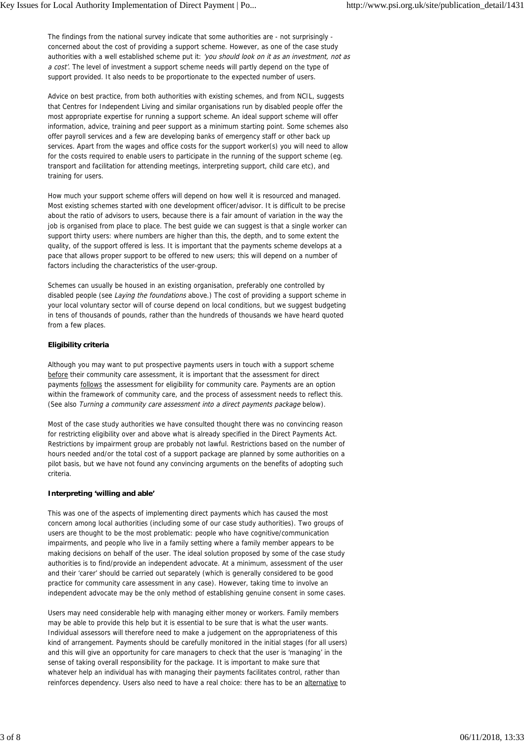The findings from the national survey indicate that some authorities are - not surprisingly - concerned about the cost of providing a support scheme. However, as one of the case study authorities with a well established scheme put it: *'you should look on it as an investment, not as a cost'*. The level of investment a support scheme needs will partly depend on the type of support provided. It also needs to be proportionate to the expected number of users.

Advice on best practice, from both authorities with existing schemes, and from NCIL, suggests that Centres for Independent Living and similar organisations run by disabled people offer the most appropriate expertise for running a support scheme. An ideal support scheme will offer information, advice, training and peer support as a minimum starting point. Some schemes also offer payroll services and a few are developing banks of emergency staff or other back up services. Apart from the wages and office costs for the support worker(s) you will need to allow for the costs required to enable users to participate in the running of the support scheme (eg. transport and facilitation for attending meetings, interpreting support, child care etc), and training for users.

How much your support scheme offers will depend on how well it is resourced and managed. Most existing schemes started with one development officer/advisor. It is difficult to be precise about the ratio of advisors to users, because there is a fair amount of variation in the way the job is organised from place to place. The best guide we can suggest is that a single worker can support thirty users: where numbers are higher than this, the depth, and to some extent the quality, of the support offered is less. It is important that the payments scheme develops at a pace that allows proper support to be offered to new users; this will depend on a number of factors including the characteristics of the user-group.

Schemes can usually be housed in an existing organisation, preferably one controlled by disabled people (see *Laying the foundations* above.) The cost of providing a support scheme in your local voluntary sector will of course depend on local conditions, but we suggest budgeting in tens of thousands of pounds, rather than the hundreds of thousands we have heard quoted from a few places.

**Eligibility criteria**

Although you may want to put prospective payments users in touch with a support scheme before their community care assessment, it is important that the assessment for direct payments follows the assessment for eligibility for community care. Payments are an option within the framework of community care, and the process of assessment needs to reflect this. (See also *Turning a community care assessment into a direct payments package* below).

Most of the case study authorities we have consulted thought there was no convincing reason for restricting eligibility over and above what is already specified in the Direct Payments Act. Restrictions by impairment group are probably not lawful. Restrictions based on the number of hours needed and/or the total cost of a support package are planned by some authorities on a pilot basis, but we have not found any convincing arguments on the benefits of adopting such criteria.

**Interpreting 'willing and able'**

This was one of the aspects of implementing direct payments which has caused the most concern among local authorities (including some of our case study authorities). Two groups of users are thought to be the most problematic: people who have cognitive/communication impairments, and people who live in a family setting where a family member appears to be making decisions on behalf of the user. The ideal solution proposed by some of the case study authorities is to find/provide an independent advocate. At a minimum, assessment of the user and their 'carer' should be carried out separately (which is generally considered to be good practice for community care assessment in any case). However, taking time to involve an independent advocate may be the only method of establishing genuine consent in some cases.

Users may need considerable help with managing either money or workers. Family members may be able to provide this help but it is essential to be sure that is what the user wants. Individual assessors will therefore need to make a judgement on the appropriateness of this kind of arrangement. Payments should be carefully monitored in the initial stages (for all users) and this will give an opportunity for care managers to check that the user is 'managing' in the sense of taking overall responsibility for the package. It is important to make sure that whatever help an individual has with managing their payments facilitates control, rather than reinforces dependency. Users also need to have a real choice: there has to be an alternative to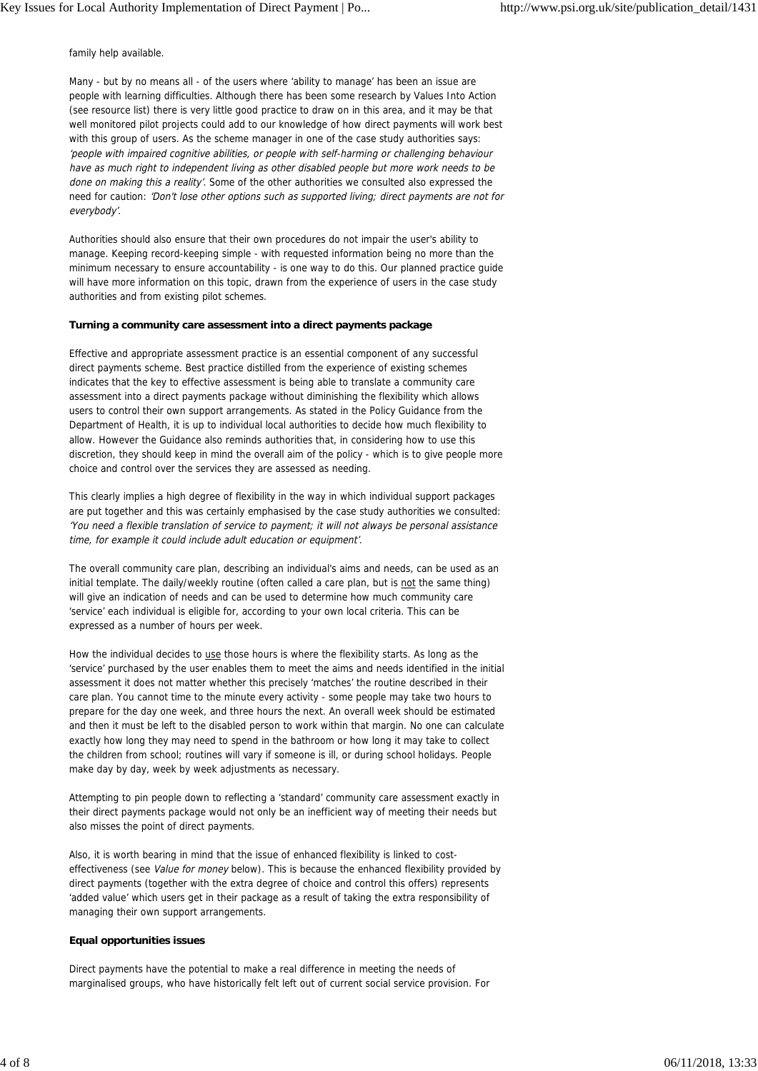family help available.

Many - but by no means all - of the users where 'ability to manage' has been an issue are people with learning difficulties. Although there has been some research by Values Into Action (see resource list) there is very little good practice to draw on in this area, and it may be that well monitored pilot projects could add to our knowledge of how direct payments will work best with this group of users. As the scheme manager in one of the case study authorities says: *'people with impaired cognitive abilities, or people with self-harming or challenging behaviour have as much right to independent living as other disabled people but more work needs to be done on making this a reality'.* Some of the other authorities we consulted also expressed the need for caution: *'Don't lose other options such as supported living; direct payments are not for everybody'.*

Authorities should also ensure that their own procedures do not impair the user's ability to manage. Keeping record-keeping simple - with requested information being no more than the minimum necessary to ensure accountability - is one way to do this. Our planned practice guide will have more information on this topic, drawn from the experience of users in the case study authorities and from existing pilot schemes.

**Turning a community care assessment into a direct payments package**

Effective and appropriate assessment practice is an essential component of any successful direct payments scheme. Best practice distilled from the experience of existing schemes indicates that the key to effective assessment is being able to translate a community care assessment into a direct payments package without diminishing the flexibility which allows users to control their own support arrangements. As stated in the Policy Guidance from the Department of Health, it is up to individual local authorities to decide how much flexibility to allow. However the Guidance also reminds authorities that, in considering how to use this discretion, they should keep in mind the overall aim of the policy - which is to give people more choice and control over the services they are assessed as needing.

This clearly implies a high degree of flexibility in the way in which individual support packages are put together and this was certainly emphasised by the case study authorities we consulted: *'You need a flexible translation of service to payment; it will not always be personal assistance time, for example it could include adult education or equipment'.*

The overall community care plan, describing an individual's aims and needs, can be used as an initial template. The daily/weekly routine (often called a care plan, but is not the same thing) will give an indication of needs and can be used to determine how much community care 'service' each individual is eligible for, according to your own local criteria. This can be expressed as a number of hours per week.

How the individual decides to use those hours is where the flexibility starts. As long as the 'service' purchased by the user enables them to meet the aims and needs identified in the initial assessment it does not matter whether this precisely 'matches' the routine described in their care plan. You cannot time to the minute every activity - some people may take two hours to prepare for the day one week, and three hours the next. An overall week should be estimated and then it must be left to the disabled person to work within that margin. No one can calculate exactly how long they may need to spend in the bathroom or how long it may take to collect the children from school; routines will vary if someone is ill, or during school holidays. People make day by day, week by week adjustments as necessary.

Attempting to pin people down to reflecting a 'standard' community care assessment exactly in their direct payments package would not only be an inefficient way of meeting their needs but also misses the point of direct payments.

Also, it is worth bearing in mind that the issue of enhanced flexibility is linked to cost-effectiveness (see *Value for money* below). This is because the enhanced flexibility provided by direct payments (together with the extra degree of choice and control this offers) represents 'added value' which users get in their package as a result of taking the extra responsibility of managing their own support arrangements.

**Equal opportunities issues**

Direct payments have the potential to make a real difference in meeting the needs of marginalised groups, who have historically felt left out of current social service provision. For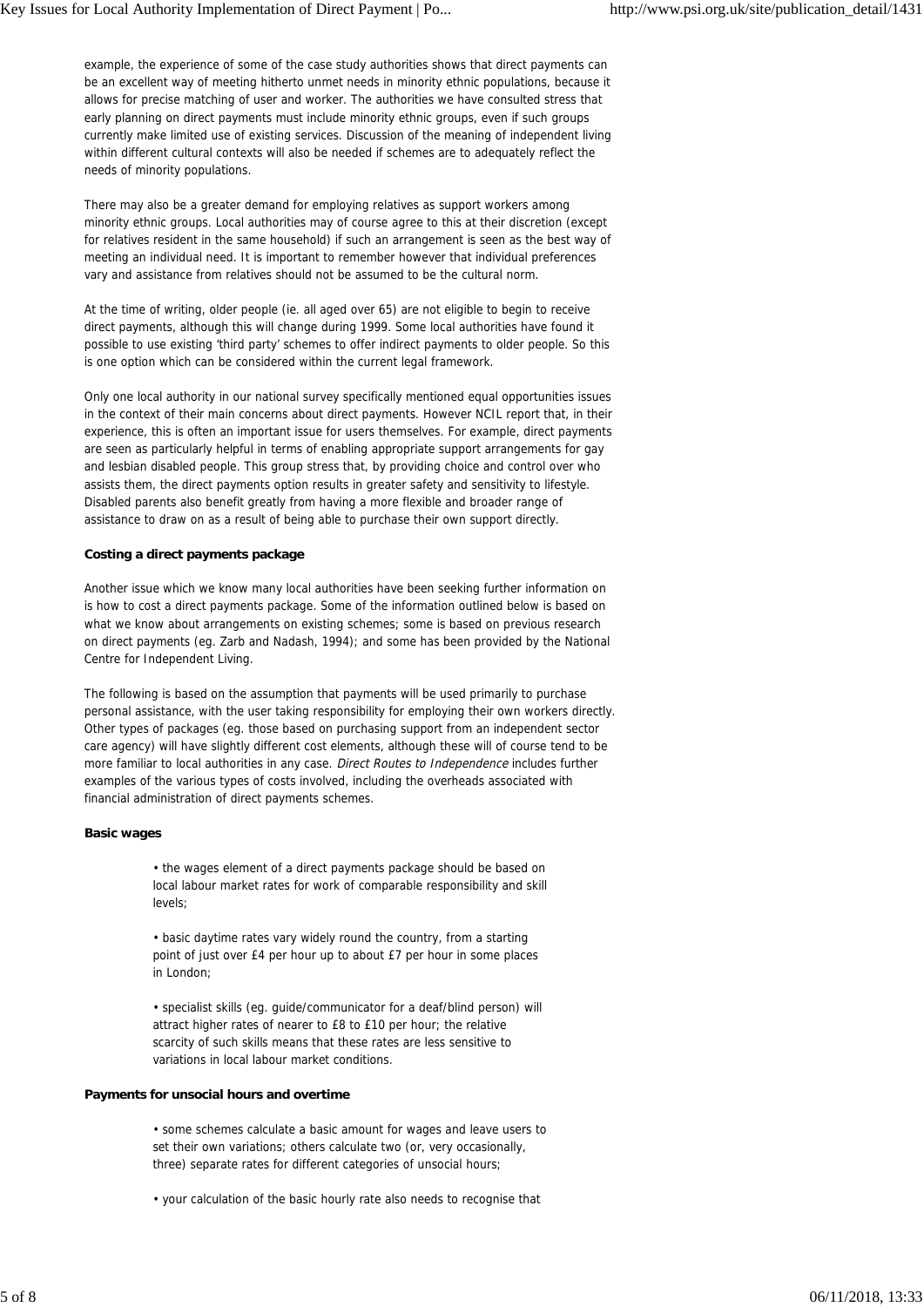example, the experience of some of the case study authorities shows that direct payments can be an excellent way of meeting hitherto unmet needs in minority ethnic populations, because it allows for precise matching of user and worker. The authorities we have consulted stress that early planning on direct payments must include minority ethnic groups, even if such groups currently make limited use of existing services. Discussion of the meaning of independent living within different cultural contexts will also be needed if schemes are to adequately reflect the needs of minority populations.

There may also be a greater demand for employing relatives as support workers among minority ethnic groups. Local authorities may of course agree to this at their discretion (except for relatives resident in the same household) if such an arrangement is seen as the best way of meeting an individual need. It is important to remember however that individual preferences vary and assistance from relatives should not be assumed to be the cultural norm.

At the time of writing, older people (ie. all aged over 65) are not eligible to begin to receive direct payments, although this will change during 1999. Some local authorities have found it possible to use existing 'third party' schemes to offer indirect payments to older people. So this is one option which can be considered within the current legal framework.

Only one local authority in our national survey specifically mentioned equal opportunities issues in the context of their main concerns about direct payments. However NCIL report that, in their experience, this is often an important issue for users themselves. For example, direct payments are seen as particularly helpful in terms of enabling appropriate support arrangements for gay and lesbian disabled people. This group stress that, by providing choice and control over who assists them, the direct payments option results in greater safety and sensitivity to lifestyle. Disabled parents also benefit greatly from having a more flexible and broader range of assistance to draw on as a result of being able to purchase their own support directly.

**Costing a direct payments package**

Another issue which we know many local authorities have been seeking further information on is how to cost a direct payments package. Some of the information outlined below is based on what we know about arrangements on existing schemes; some is based on previous research on direct payments (eg. Zarb and Nadash, 1994); and some has been provided by the National Centre for Independent Living.

The following is based on the assumption that payments will be used primarily to purchase personal assistance, with the user taking responsibility for employing their own workers directly. Other types of packages (eg. those based on purchasing support from an independent sector care agency) will have slightly different cost elements, although these will of course tend to be more familiar to local authorities in any case. *Direct Routes to Independence* includes further examples of the various types of costs involved, including the overheads associated with financial administration of direct payments schemes.

**Basic wages**

- the wages element of a direct payments package should be based on local labour market rates for work of comparable responsibility and skill levels;

- basic daytime rates vary widely round the country, from a starting point of just over £4 per hour up to about £7 per hour in some places in London;

- specialist skills (eg. guide/communicator for a deaf/blind person) will attract higher rates of nearer to £8 to £10 per hour; the relative scarcity of such skills means that these rates are less sensitive to variations in local labour market conditions.

**Payments for unsocial hours and overtime**

- some schemes calculate a basic amount for wages and leave users to set their own variations; others calculate two (or, very occasionally, three) separate rates for different categories of unsocial hours;

- your calculation of the basic hourly rate also needs to recognise that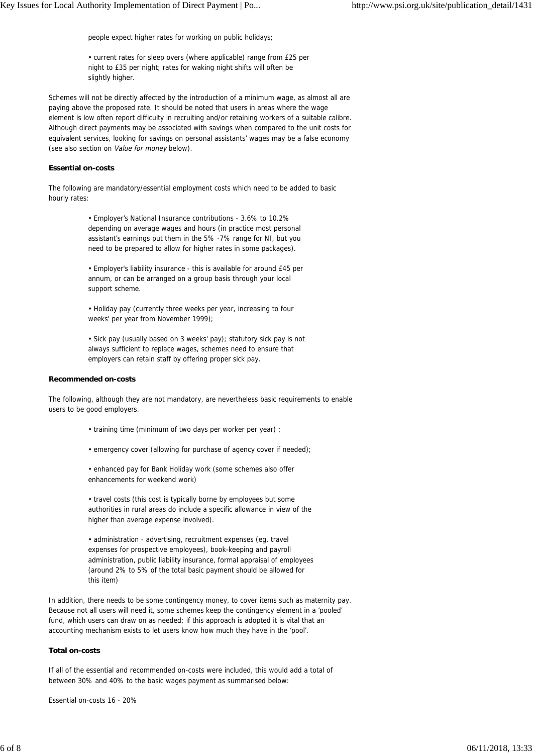people expect higher rates for working on public holidays;

- current rates for sleep overs (where applicable) range from £25 per night to £35 per night; rates for waking night shifts will often be slightly higher.

Schemes will not be directly affected by the introduction of a minimum wage, as almost all are paying above the proposed rate. It should be noted that users in areas where the wage element is low often report difficulty in recruiting and/or retaining workers of a suitable calibre. Although direct payments may be associated with savings when compared to the unit costs for equivalent services, looking for savings on personal assistants' wages may be a false economy (see also section on *Value for money* below).

**Essential on-costs**

The following are mandatory/essential employment costs which need to be added to basic hourly rates:

- Employer's National Insurance contributions - 3.6% to 10.2% depending on average wages and hours (in practice most personal assistant's earnings put them in the 5% -7% range for NI, but you need to be prepared to allow for higher rates in some packages).

- Employer's liability insurance - this is available for around £45 per annum, or can be arranged on a group basis through your local support scheme.

- Holiday pay (currently three weeks per year, increasing to four weeks' per year from November 1999);

- Sick pay (usually based on 3 weeks' pay); statutory sick pay is not always sufficient to replace wages, schemes need to ensure that employers can retain staff by offering proper sick pay.

**Recommended on-costs**

The following, although they are not mandatory, are nevertheless basic requirements to enable users to be good employers.

- training time (minimum of two days per worker per year) ;

- emergency cover (allowing for purchase of agency cover if needed);

- enhanced pay for Bank Holiday work (some schemes also offer enhancements for weekend work)

- travel costs (this cost is typically borne by employees but some authorities in rural areas do include a specific allowance in view of the higher than average expense involved).

- administration - advertising, recruitment expenses (eg. travel expenses for prospective employees), book-keeping and payroll administration, public liability insurance, formal appraisal of employees (around 2% to 5% of the total basic payment should be allowed for this item)

In addition, there needs to be some contingency money, to cover items such as maternity pay. Because not all users will need it, some schemes keep the contingency element in a 'pooled' fund, which users can draw on as needed; if this approach is adopted it is vital that an accounting mechanism exists to let users know how much they have in the 'pool'.

**Total on-costs**

If all of the essential and recommended on-costs were included, this would add a total of between 30% and 40% to the basic wages payment as summarised below:

Essential on-costs 16 - 20%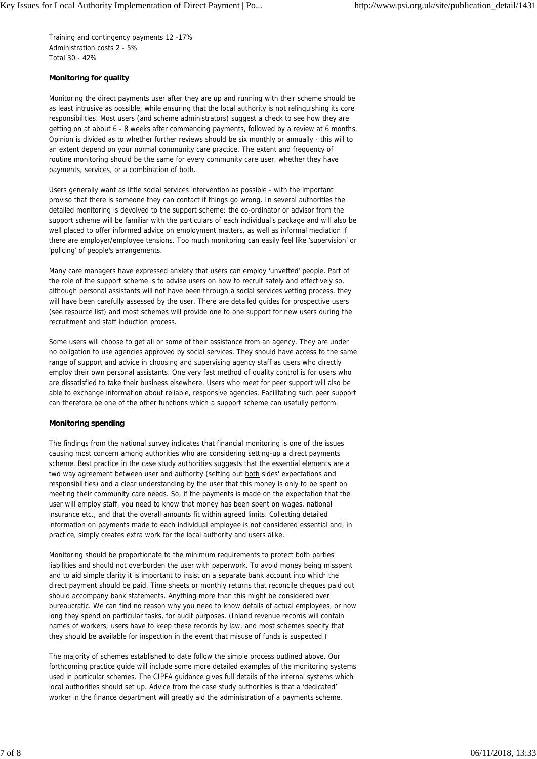Training and contingency payments 12 -17%
Administration costs 2 - 5%
Total 30 - 42%

**Monitoring for quality**

Monitoring the direct payments user after they are up and running with their scheme should be as least intrusive as possible, while ensuring that the local authority is not relinquishing its core responsibilities. Most users (and scheme administrators) suggest a check to see how they are getting on at about 6 - 8 weeks after commencing payments, followed by a review at 6 months. Opinion is divided as to whether further reviews should be six monthly or annually - this will to an extent depend on your normal community care practice. The extent and frequency of routine monitoring should be the same for every community care user, whether they have payments, services, or a combination of both.

Users generally want as little social services intervention as possible - with the important proviso that there is someone they can contact if things go wrong. In several authorities the detailed monitoring is devolved to the support scheme: the co-ordinator or advisor from the support scheme will be familiar with the particulars of each individual's package and will also be well placed to offer informed advice on employment matters, as well as informal mediation if there are employer/employee tensions. Too much monitoring can easily feel like 'supervision' or 'policing' of people's arrangements.

Many care managers have expressed anxiety that users can employ 'unvetted' people. Part of the role of the support scheme is to advise users on how to recruit safely and effectively so, although personal assistants will not have been through a social services vetting process, they will have been carefully assessed by the user. There are detailed guides for prospective users (see resource list) and most schemes will provide one to one support for new users during the recruitment and staff induction process.

Some users will choose to get all or some of their assistance from an agency. They are under no obligation to use agencies approved by social services. They should have access to the same range of support and advice in choosing and supervising agency staff as users who directly employ their own personal assistants. One very fast method of quality control is for users who are dissatisfied to take their business elsewhere. Users who meet for peer support will also be able to exchange information about reliable, responsive agencies. Facilitating such peer support can therefore be one of the other functions which a support scheme can usefully perform.

**Monitoring spending**

The findings from the national survey indicates that financial monitoring is one of the issues causing most concern among authorities who are considering setting-up a direct payments scheme. Best practice in the case study authorities suggests that the essential elements are a two way agreement between user and authority (setting out both sides' expectations and responsibilities) and a clear understanding by the user that this money is only to be spent on meeting their community care needs. So, if the payments is made on the expectation that the user will employ staff, you need to know that money has been spent on wages, national insurance etc., and that the overall amounts fit within agreed limits. Collecting detailed information on payments made to each individual employee is not considered essential and, in practice, simply creates extra work for the local authority and users alike.

Monitoring should be proportionate to the minimum requirements to protect both parties' liabilities and should not overburden the user with paperwork. To avoid money being misspent and to aid simple clarity it is important to insist on a separate bank account into which the direct payment should be paid. Time sheets or monthly returns that reconcile cheques paid out should accompany bank statements. Anything more than this might be considered over bureaucratic. We can find no reason why you need to know details of actual employees, or how long they spend on particular tasks, for audit purposes. (Inland revenue records will contain names of workers; users have to keep these records by law, and most schemes specify that they should be available for inspection in the event that misuse of funds is suspected.)

The majority of schemes established to date follow the simple process outlined above. Our forthcoming practice guide will include some more detailed examples of the monitoring systems used in particular schemes. The CIPFA guidance gives full details of the internal systems which local authorities should set up. Advice from the case study authorities is that a 'dedicated' worker in the finance department will greatly aid the administration of a payments scheme.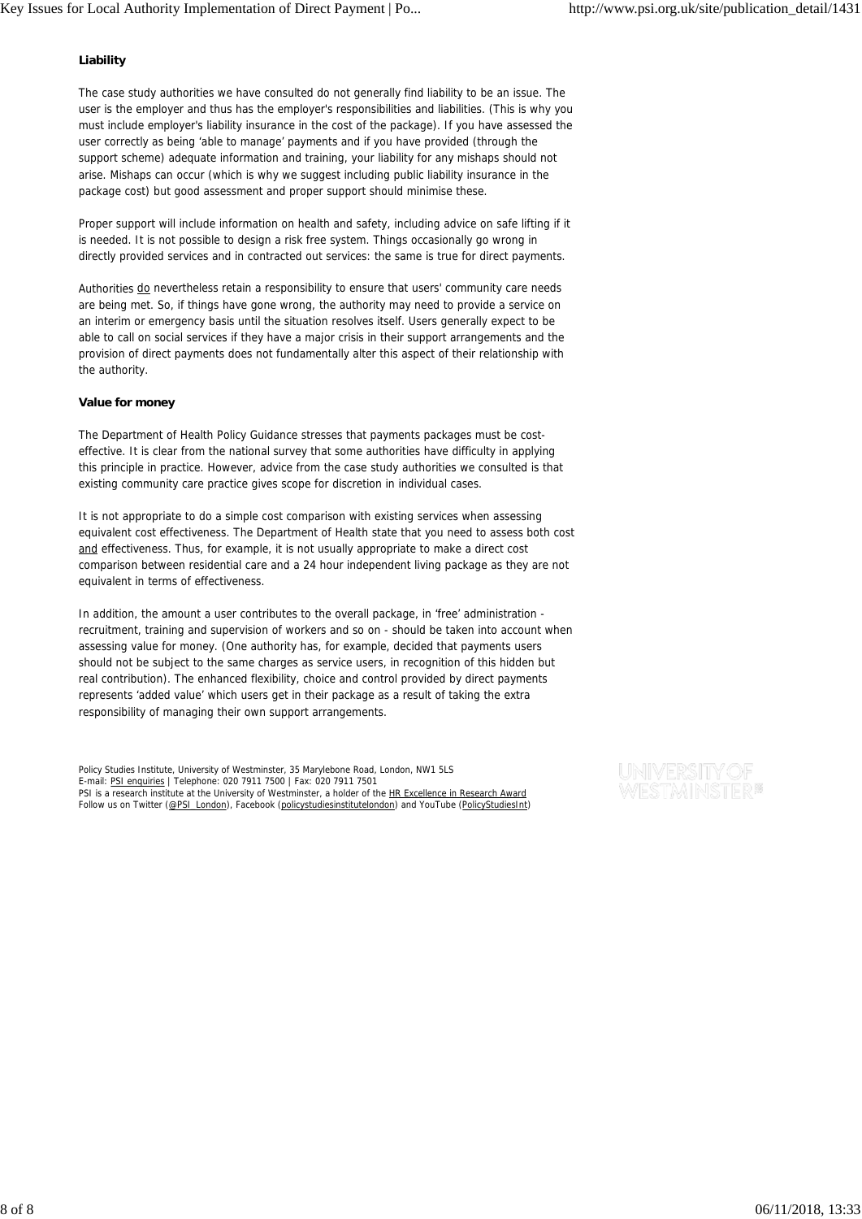### Liability

The case study authorities we have consulted do not generally find liability to be an issue. The user is the employer and thus has the employer's responsibilities and liabilities. (This is why you must include employer's liability insurance in the cost of the package). If you have assessed the user correctly as being 'able to manage' payments and if you have provided (through the support scheme) adequate information and training, your liability for any mishaps should not arise. Mishaps can occur (which is why we suggest including public liability insurance in the package cost) but good assessment and proper support should minimise these.

Proper support will include information on health and safety, including advice on safe lifting if it is needed. It is not possible to design a risk free system. Things occasionally go wrong in directly provided services and in contracted out services: the same is true for direct payments.

Authorities do nevertheless retain a responsibility to ensure that users' community care needs are being met. So, if things have gone wrong, the authority may need to provide a service on an interim or emergency basis until the situation resolves itself. Users generally expect to be able to call on social services if they have a major crisis in their support arrangements and the provision of direct payments does not fundamentally alter this aspect of their relationship with the authority.

### Value for money

The Department of Health Policy Guidance stresses that payments packages must be cost-effective. It is clear from the national survey that some authorities have difficulty in applying this principle in practice. However, advice from the case study authorities we consulted is that existing community care practice gives scope for discretion in individual cases.

It is not appropriate to do a simple cost comparison with existing services when assessing equivalent cost effectiveness. The Department of Health state that you need to assess both cost and effectiveness. Thus, for example, it is not usually appropriate to make a direct cost comparison between residential care and a 24 hour independent living package as they are not equivalent in terms of effectiveness.

In addition, the amount a user contributes to the overall package, in 'free' administration - recruitment, training and supervision of workers and so on - should be taken into account when assessing value for money. (One authority has, for example, decided that payments users should not be subject to the same charges as service users, in recognition of this hidden but real contribution). The enhanced flexibility, choice and control provided by direct payments represents 'added value' which users get in their package as a result of taking the extra responsibility of managing their own support arrangements.

Policy Studies Institute, University of Westminster, 35 Marylebone Road, London, NW1 5LS
E-mail: PSI enquiries | Telephone: 020 7911 7500 | Fax: 020 7911 7501
PSI is a research institute at the University of Westminster, a holder of the HR Excellence in Research Award
Follow us on Twitter (@PSI_London), Facebook (policystudiesinstitutelondon) and YouTube (PolicyStudiesInt)